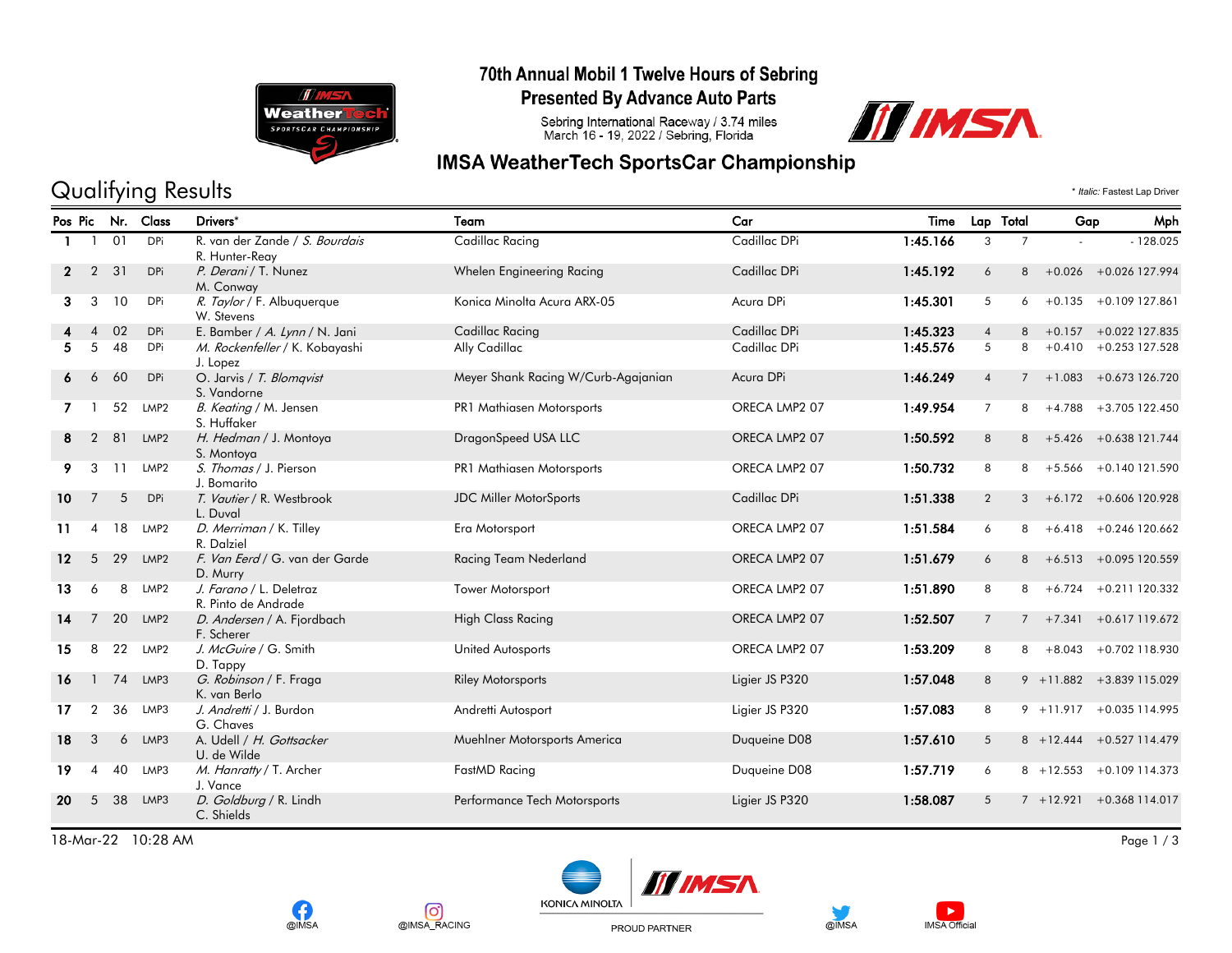# 70th Annual Mobil 1 Twelve Hours of Sebring

## Presented By Advance Auto Parts

Sebring International Raceway / 3.74 miles
March 16 - 19, 2022 / Sebring, Florida

## IMSA WeatherTech SportsCar Championship

# Qualifying Results

\* *Italic:* Fastest Lap Driver

| Pos | Pic | Nr. | Class | Drivers* | Team | Car | Time | Lap | Total | Gap | | Mph |
|---|---|---|---|---|---|---|---|---|---|---|---|---|
| 1 | 1 | 01 | DPi | R. van der Zande / *S. Bourdais* R. Hunter-Reay | Cadillac Racing | Cadillac DPi | 1:45.166 | 3 | 7 | - | - | 128.025 |
| 2 | 2 | 31 | DPi | *P. Derani* / T. Nunez M. Conway | Whelen Engineering Racing | Cadillac DPi | 1:45.192 | 6 | 8 | +0.026 | +0.026 | 127.994 |
| 3 | 3 | 10 | DPi | *R. Taylor* / F. Albuquerque W. Stevens | Konica Minolta Acura ARX-05 | Acura DPi | 1:45.301 | 5 | 6 | +0.135 | +0.109 | 127.861 |
| 4 | 4 | 02 | DPi | E. Bamber / *A. Lynn* / N. Jani | Cadillac Racing | Cadillac DPi | 1:45.323 | 4 | 8 | +0.157 | +0.022 | 127.835 |
| 5 | 5 | 48 | DPi | *M. Rockenfeller* / K. Kobayashi J. Lopez | Ally Cadillac | Cadillac DPi | 1:45.576 | 5 | 8 | +0.410 | +0.253 | 127.528 |
| 6 | 6 | 60 | DPi | O. Jarvis / *T. Blomqvist* S. Vandorne | Meyer Shank Racing W/Curb-Agajanian | Acura DPi | 1:46.249 | 4 | 7 | +1.083 | +0.673 | 126.720 |
| 7 | 1 | 52 | LMP2 | *B. Keating* / M. Jensen S. Huffaker | PR1 Mathiasen Motorsports | ORECA LMP2 07 | 1:49.954 | 7 | 8 | +4.788 | +3.705 | 122.450 |
| 8 | 2 | 81 | LMP2 | *H. Hedman* / J. Montoya S. Montoya | DragonSpeed USA LLC | ORECA LMP2 07 | 1:50.592 | 8 | 8 | +5.426 | +0.638 | 121.744 |
| 9 | 3 | 11 | LMP2 | *S. Thomas* / J. Pierson J. Bomarito | PR1 Mathiasen Motorsports | ORECA LMP2 07 | 1:50.732 | 8 | 8 | +5.566 | +0.140 | 121.590 |
| 10 | 7 | 5 | DPi | *T. Vautier* / R. Westbrook L. Duval | JDC Miller MotorSports | Cadillac DPi | 1:51.338 | 2 | 3 | +6.172 | +0.606 | 120.928 |
| 11 | 4 | 18 | LMP2 | *D. Merriman* / K. Tilley R. Dalziel | Era Motorsport | ORECA LMP2 07 | 1:51.584 | 6 | 8 | +6.418 | +0.246 | 120.662 |
| 12 | 5 | 29 | LMP2 | *F. Van Eerd* / G. van der Garde D. Murry | Racing Team Nederland | ORECA LMP2 07 | 1:51.679 | 6 | 8 | +6.513 | +0.095 | 120.559 |
| 13 | 6 | 8 | LMP2 | *J. Farano* / L. Deletraz R. Pinto de Andrade | Tower Motorsport | ORECA LMP2 07 | 1:51.890 | 8 | 8 | +6.724 | +0.211 | 120.332 |
| 14 | 7 | 20 | LMP2 | *D. Andersen* / A. Fjordbach F. Scherer | High Class Racing | ORECA LMP2 07 | 1:52.507 | 7 | 7 | +7.341 | +0.617 | 119.672 |
| 15 | 8 | 22 | LMP2 | *J. McGuire* / G. Smith D. Tappy | United Autosports | ORECA LMP2 07 | 1:53.209 | 8 | 8 | +8.043 | +0.702 | 118.930 |
| 16 | 1 | 74 | LMP3 | *G. Robinson* / F. Fraga K. van Berlo | Riley Motorsports | Ligier JS P320 | 1:57.048 | 8 | 9 | +11.882 | +3.839 | 115.029 |
| 17 | 2 | 36 | LMP3 | *J. Andretti* / J. Burdon G. Chaves | Andretti Autosport | Ligier JS P320 | 1:57.083 | 8 | 9 | +11.917 | +0.035 | 114.995 |
| 18 | 3 | 6 | LMP3 | A. Udell / *H. Gottsacker* U. de Wilde | Muehlner Motorsports America | Duqueine D08 | 1:57.610 | 5 | 8 | +12.444 | +0.527 | 114.479 |
| 19 | 4 | 40 | LMP3 | *M. Hanratty* / T. Archer J. Vance | FastMD Racing | Duqueine D08 | 1:57.719 | 6 | 8 | +12.553 | +0.109 | 114.373 |
| 20 | 5 | 38 | LMP3 | *D. Goldburg* / R. Lindh C. Shields | Performance Tech Motorsports | Ligier JS P320 | 1:58.087 | 5 | 7 | +12.921 | +0.368 | 114.017 |

18-Mar-22 10:28 AM

@IMSA @IMSA_RACING KONICA MINOLTA PROUD PARTNER @IMSA IMSA Official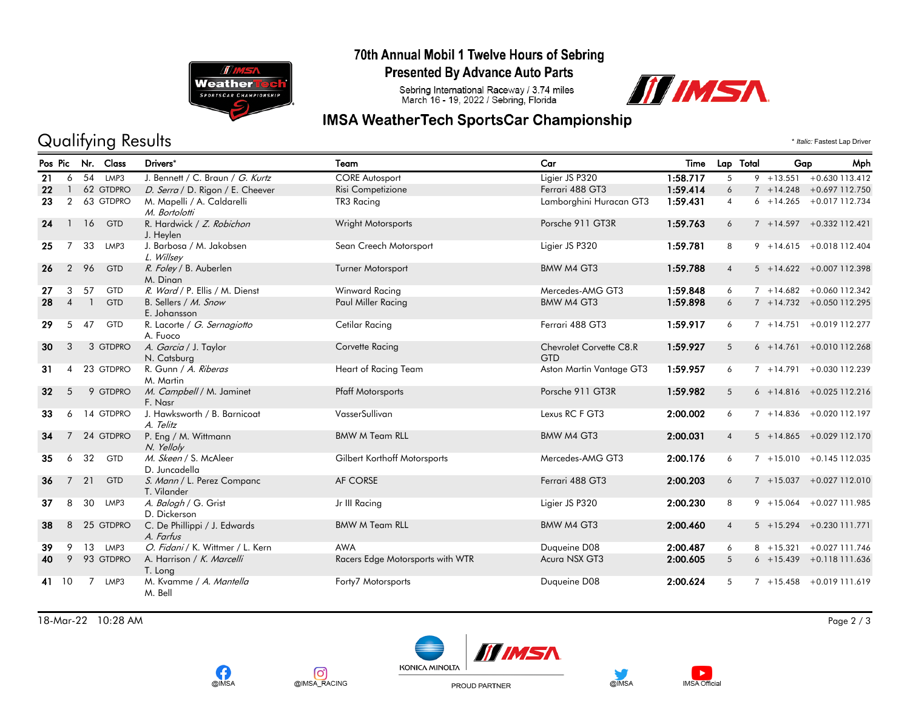# 70th Annual Mobil 1 Twelve Hours of Sebring

## Presented By Advance Auto Parts

Sebring International Raceway / 3.74 miles
March 16 - 19, 2022 / Sebring, Florida

## IMSA WeatherTech SportsCar Championship

# Qualifying Results

\* *Italic:* Fastest Lap Driver

| Pos | Pic | Nr. | Class | Drivers* | Team | Car | Time | Lap | Total | Gap | | Mph |
|---|---|---|---|---|---|---|---|---|---|---|---|---|
| 21 | 6 | 54 | LMP3 | J. Bennett / C. Braun / *G. Kurtz* | CORE Autosport | Ligier JS P320 | **1:58.717** | 5 | 9 | +13.551 | +0.630 | 113.412 |
| 22 | 1 | 62 | GTDPRO | *D. Serra* / D. Rigon / E. Cheever | Risi Competizione | Ferrari 488 GT3 | **1:59.414** | 6 | 7 | +14.248 | +0.697 | 112.750 |
| 23 | 2 | 63 | GTDPRO | M. Mapelli / A. Caldarelli *M. Bortolotti* | TR3 Racing | Lamborghini Huracan GT3 | **1:59.431** | 4 | 6 | +14.265 | +0.017 | 112.734 |
| 24 | 1 | 16 | GTD | R. Hardwick / *Z. Robichon* J. Heylen | Wright Motorsports | Porsche 911 GT3R | **1:59.763** | 6 | 7 | +14.597 | +0.332 | 112.421 |
| 25 | 7 | 33 | LMP3 | J. Barbosa / M. Jakobsen *L. Willsey* | Sean Creech Motorsport | Ligier JS P320 | **1:59.781** | 8 | 9 | +14.615 | +0.018 | 112.404 |
| 26 | 2 | 96 | GTD | *R. Foley* / B. Auberlen M. Dinan | Turner Motorsport | BMW M4 GT3 | **1:59.788** | 4 | 5 | +14.622 | +0.007 | 112.398 |
| 27 | 3 | 57 | GTD | *R. Ward* / P. Ellis / M. Dienst | Winward Racing | Mercedes-AMG GT3 | **1:59.848** | 6 | 7 | +14.682 | +0.060 | 112.342 |
| 28 | 4 | 1 | GTD | B. Sellers / *M. Snow* E. Johansson | Paul Miller Racing | BMW M4 GT3 | **1:59.898** | 6 | 7 | +14.732 | +0.050 | 112.295 |
| 29 | 5 | 47 | GTD | R. Lacorte / *G. Sernagiotto* A. Fuoco | Cetilar Racing | Ferrari 488 GT3 | **1:59.917** | 6 | 7 | +14.751 | +0.019 | 112.277 |
| 30 | 3 | 3 | GTDPRO | *A. Garcia* / J. Taylor N. Catsburg | Corvette Racing | Chevrolet Corvette C8.R GTD | **1:59.927** | 5 | 6 | +14.761 | +0.010 | 112.268 |
| 31 | 4 | 23 | GTDPRO | R. Gunn / *A. Riberas* M. Martin | Heart of Racing Team | Aston Martin Vantage GT3 | **1:59.957** | 6 | 7 | +14.791 | +0.030 | 112.239 |
| 32 | 5 | 9 | GTDPRO | *M. Campbell* / M. Jaminet F. Nasr | Pfaff Motorsports | Porsche 911 GT3R | **1:59.982** | 5 | 6 | +14.816 | +0.025 | 112.216 |
| 33 | 6 | 14 | GTDPRO | J. Hawksworth / B. Barnicoat *A. Telitz* | VasserSullivan | Lexus RC F GT3 | **2:00.002** | 6 | 7 | +14.836 | +0.020 | 112.197 |
| 34 | 7 | 24 | GTDPRO | P. Eng / M. Wittmann *N. Yelloly* | BMW M Team RLL | BMW M4 GT3 | **2:00.031** | 4 | 5 | +14.865 | +0.029 | 112.170 |
| 35 | 6 | 32 | GTD | *M. Skeen* / S. McAleer D. Juncadella | Gilbert Korthoff Motorsports | Mercedes-AMG GT3 | **2:00.176** | 6 | 7 | +15.010 | +0.145 | 112.035 |
| 36 | 7 | 21 | GTD | *S. Mann* / L. Perez Companc T. Vilander | AF CORSE | Ferrari 488 GT3 | **2:00.203** | 6 | 7 | +15.037 | +0.027 | 112.010 |
| 37 | 8 | 30 | LMP3 | *A. Balogh* / G. Grist D. Dickerson | Jr III Racing | Ligier JS P320 | **2:00.230** | 8 | 9 | +15.064 | +0.027 | 111.985 |
| 38 | 8 | 25 | GTDPRO | C. De Phillippi / J. Edwards *A. Farfus* | BMW M Team RLL | BMW M4 GT3 | **2:00.460** | 4 | 5 | +15.294 | +0.230 | 111.771 |
| 39 | 9 | 13 | LMP3 | *O. Fidani* / K. Wittmer / L. Kern | AWA | Duqueine D08 | **2:00.487** | 6 | 8 | +15.321 | +0.027 | 111.746 |
| 40 | 9 | 93 | GTDPRO | A. Harrison / *K. Marcelli* T. Long | Racers Edge Motorsports with WTR | Acura NSX GT3 | **2:00.605** | 5 | 6 | +15.439 | +0.118 | 111.636 |
| 41 | 10 | 7 | LMP3 | M. Kvamme / *A. Mantella* M. Bell | Forty7 Motorsports | Duqueine D08 | **2:00.624** | 5 | 7 | +15.458 | +0.019 | 111.619 |

18-Mar-22 10:28 AM

@IMSA @IMSA_RACING KONICA MINOLTA PROUD PARTNER @IMSA IMSA Official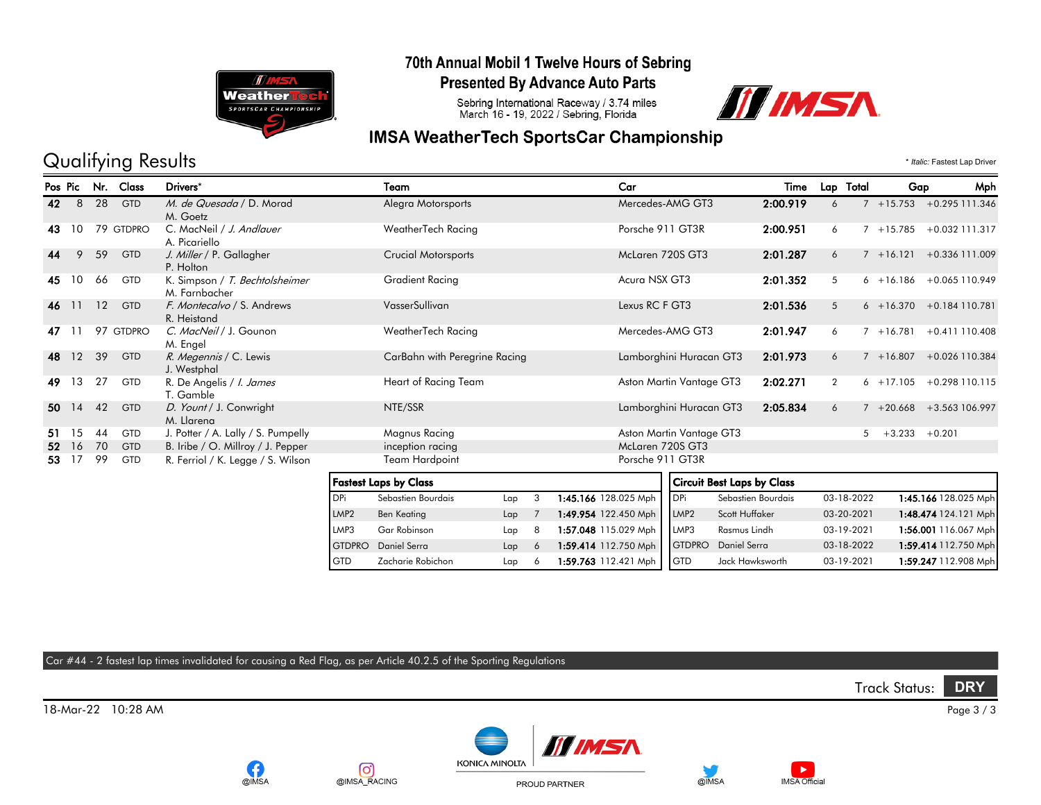# 70th Annual Mobil 1 Twelve Hours of Sebring

## Presented By Advance Auto Parts

Sebring International Raceway / 3.74 miles
March 16 - 19, 2022 / Sebring, Florida

## IMSA WeatherTech SportsCar Championship

## Qualifying Results

\* *Italic:* Fastest Lap Driver

| Pos | Pic | Nr. | Class | Drivers* | Team | Car | Time | Lap | Total | Gap | | Mph |
|---|---|---|---|---|---|---|---|---|---|---|---|---|
| 42 | 8 | 28 | GTD | *M. de Quesada* / D. Morad / M. Goetz | Alegra Motorsports | Mercedes-AMG GT3 | **2:00.919** | 6 | 7 | +15.753 | +0.295 | 111.346 |
| 43 | 10 | 79 | GTDPRO | C. MacNeil / *J. Andlauer* / A. Picariello | WeatherTech Racing | Porsche 911 GT3R | **2:00.951** | 6 | 7 | +15.785 | +0.032 | 111.317 |
| 44 | 9 | 59 | GTD | *J. Miller* / P. Gallagher / P. Holton | Crucial Motorsports | McLaren 720S GT3 | **2:01.287** | 6 | 7 | +16.121 | +0.336 | 111.009 |
| 45 | 10 | 66 | GTD | K. Simpson / *T. Bechtolsheimer* / M. Farnbacher | Gradient Racing | Acura NSX GT3 | **2:01.352** | 5 | 6 | +16.186 | +0.065 | 110.949 |
| 46 | 11 | 12 | GTD | *F. Montecalvo* / S. Andrews / R. Heistand | VasserSullivan | Lexus RC F GT3 | **2:01.536** | 5 | 6 | +16.370 | +0.184 | 110.781 |
| 47 | 11 | 97 | GTDPRO | *C. MacNeil* / J. Gounon / M. Engel | WeatherTech Racing | Mercedes-AMG GT3 | **2:01.947** | 6 | 7 | +16.781 | +0.411 | 110.408 |
| 48 | 12 | 39 | GTD | *R. Megennis* / C. Lewis / J. Westphal | CarBahn with Peregrine Racing | Lamborghini Huracan GT3 | **2:01.973** | 6 | 7 | +16.807 | +0.026 | 110.384 |
| 49 | 13 | 27 | GTD | R. De Angelis / *I. James* / T. Gamble | Heart of Racing Team | Aston Martin Vantage GT3 | **2:02.271** | 2 | 6 | +17.105 | +0.298 | 110.115 |
| 50 | 14 | 42 | GTD | *D. Yount* / J. Conwright / M. Llarena | NTE/SSR | Lamborghini Huracan GT3 | **2:05.834** | 6 | 7 | +20.668 | +3.563 | 106.997 |
| 51 | 15 | 44 | GTD | J. Potter / A. Lally / S. Pumpelly | Magnus Racing | Aston Martin Vantage GT3 | | | 5 | +3.233 | +0.201 | |
| 52 | 16 | 70 | GTD | B. Iribe / O. Millroy / J. Pepper | inception racing | McLaren 720S GT3 | | | | | | |
| 53 | 17 | 99 | GTD | R. Ferriol / K. Legge / S. Wilson | Team Hardpoint | Porsche 911 GT3R | | | | | | |

### Fastest Laps by Class

| Class | Driver | | Lap | Time | Mph |
|---|---|---|---|---|---|
| DPi | Sebastien Bourdais | Lap | 3 | **1:45.166** | 128.025 Mph |
| LMP2 | Ben Keating | Lap | 7 | **1:49.954** | 122.450 Mph |
| LMP3 | Gar Robinson | Lap | 8 | **1:57.048** | 115.029 Mph |
| GTDPRO | Daniel Serra | Lap | 6 | **1:59.414** | 112.750 Mph |
| GTD | Zacharie Robichon | Lap | 6 | **1:59.763** | 112.421 Mph |

### Circuit Best Laps by Class

| Class | Driver | Date | Time | Mph |
|---|---|---|---|---|
| DPi | Sebastien Bourdais | 03-18-2022 | **1:45.166** | 128.025 Mph |
| LMP2 | Scott Huffaker | 03-20-2021 | **1:48.474** | 124.121 Mph |
| LMP3 | Rasmus Lindh | 03-19-2021 | **1:56.001** | 116.067 Mph |
| GTDPRO | Daniel Serra | 03-18-2022 | **1:59.414** | 112.750 Mph |
| GTD | Jack Hawksworth | 03-19-2021 | **1:59.247** | 112.908 Mph |

Car #44 - 2 fastest lap times invalidated for causing a Red Flag, as per Article 40.2.5 of the Sporting Regulations

Track Status: **DRY**

18-Mar-22 10:28 AM